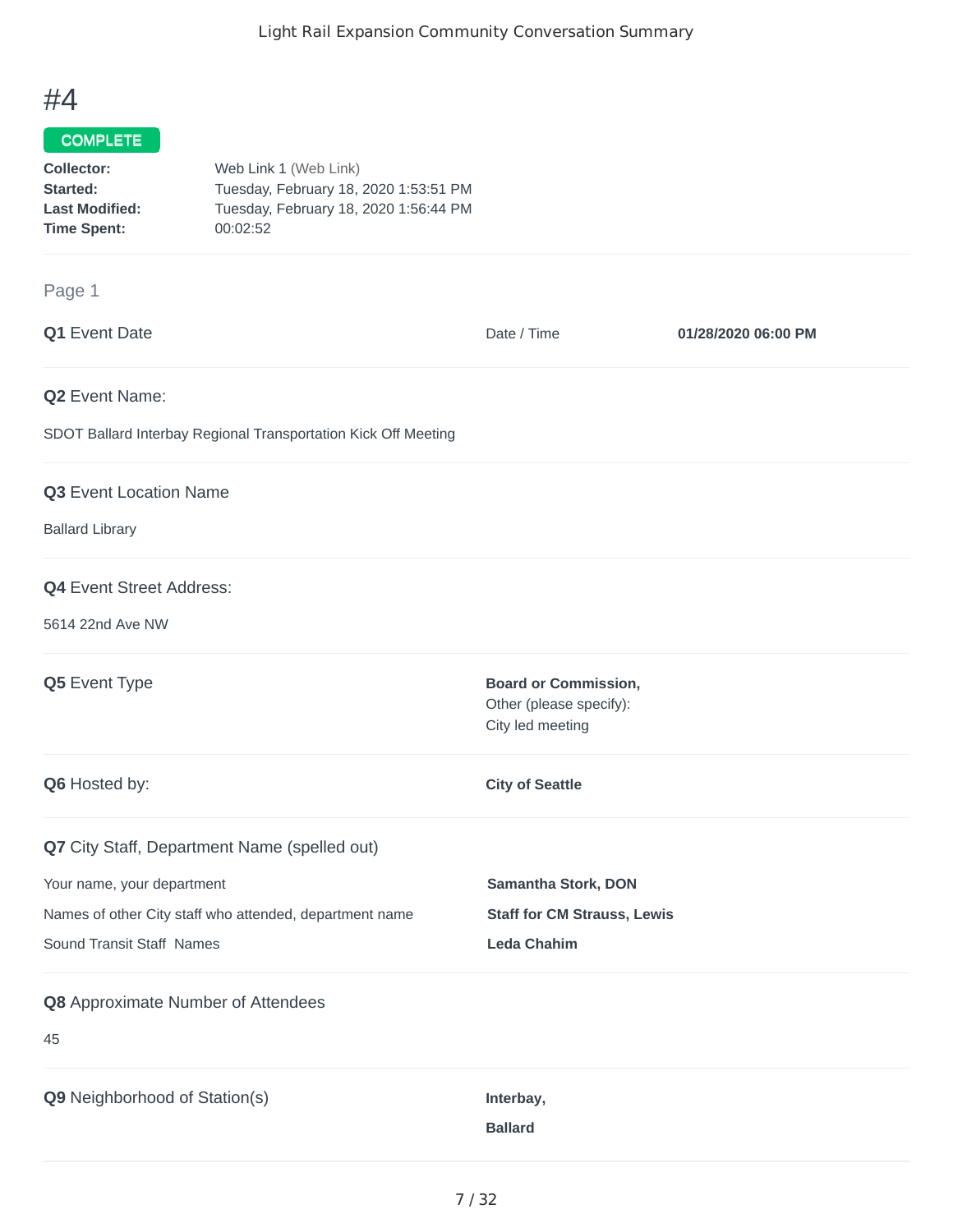# #4

**COMPLETE**

**Collector:** Web Link 1 (Web Link)
**Started:** Tuesday, February 18, 2020 1:53:51 PM
**Last Modified:** Tuesday, February 18, 2020 1:56:44 PM
**Time Spent:** 00:02:52

## Page 1

**Q1** Event Date

Date / Time **01/28/2020 06:00 PM**

**Q2** Event Name:

SDOT Ballard Interbay Regional Transportation Kick Off Meeting

**Q3** Event Location Name

Ballard Library

**Q4** Event Street Address:

5614 22nd Ave NW

**Q5** Event Type

**Board or Commission,**
Other (please specify):
City led meeting

**Q6** Hosted by:

**City of Seattle**

**Q7** City Staff, Department Name (spelled out)

Your name, your department **Samantha Stork, DON**

Names of other City staff who attended, department name **Staff for CM Strauss, Lewis**

Sound Transit Staff Names **Leda Chahim**

**Q8** Approximate Number of Attendees

45

**Q9** Neighborhood of Station(s)

**Interbay,**

**Ballard**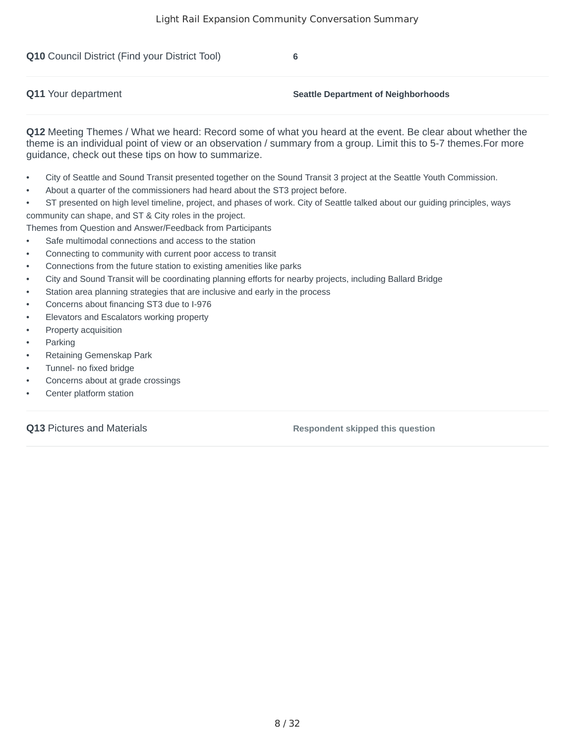**Q10** Council District (Find your District Tool) **6**

**Q11** Your department **Seattle Department of Neighborhoods**

**Q12** Meeting Themes / What we heard: Record some of what you heard at the event. Be clear about whether the theme is an individual point of view or an observation / summary from a group. Limit this to 5-7 themes.For more guidance, check out these tips on how to summarize.

- City of Seattle and Sound Transit presented together on the Sound Transit 3 project at the Seattle Youth Commission.
- About a quarter of the commissioners had heard about the ST3 project before.
- ST presented on high level timeline, project, and phases of work. City of Seattle talked about our guiding principles, ways community can shape, and ST & City roles in the project.

Themes from Question and Answer/Feedback from Participants

- Safe multimodal connections and access to the station
- Connecting to community with current poor access to transit
- Connections from the future station to existing amenities like parks
- City and Sound Transit will be coordinating planning efforts for nearby projects, including Ballard Bridge
- Station area planning strategies that are inclusive and early in the process
- Concerns about financing ST3 due to I-976
- Elevators and Escalators working property
- Property acquisition
- Parking
- Retaining Gemenskap Park
- Tunnel- no fixed bridge
- Concerns about at grade crossings
- Center platform station

**Q13** Pictures and Materials **Respondent skipped this question**